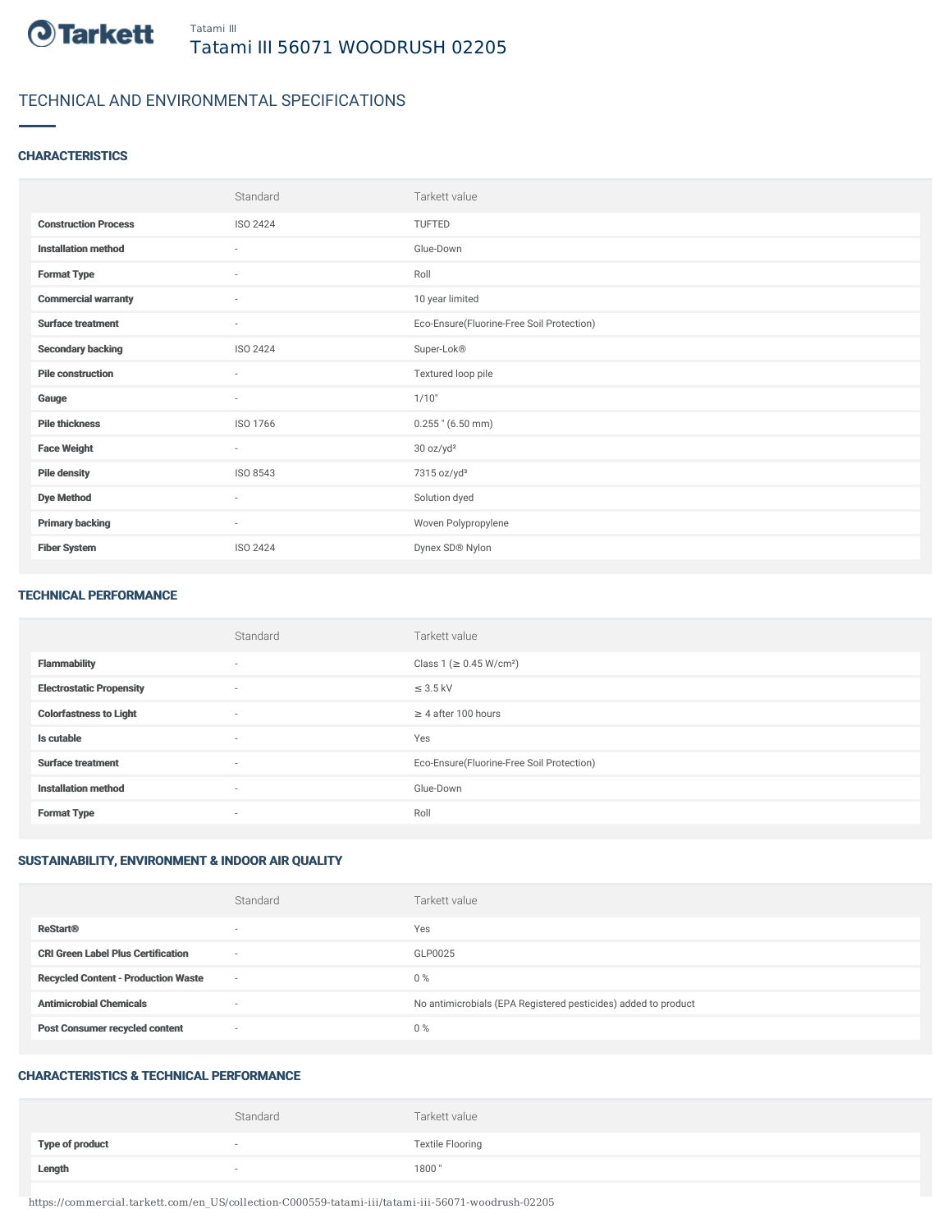Tatami III

# Tatami III 56071 WOODRUSH 02205

## TECHNICAL AND ENVIRONMENTAL SPECIFICATIONS

### CHARACTERISTICS

| | Standard | Tarkett value |
|---|---|---|
| **Construction Process** | ISO 2424 | TUFTED |
| **Installation method** | - | Glue-Down |
| **Format Type** | - | Roll |
| **Commercial warranty** | - | 10 year limited |
| **Surface treatment** | - | Eco-Ensure(Fluorine-Free Soil Protection) |
| **Secondary backing** | ISO 2424 | Super-Lok® |
| **Pile construction** | - | Textured loop pile |
| **Gauge** | - | 1/10" |
| **Pile thickness** | ISO 1766 | 0.255 " (6.50 mm) |
| **Face Weight** | - | 30 oz/yd² |
| **Pile density** | ISO 8543 | 7315 oz/yd³ |
| **Dye Method** | - | Solution dyed |
| **Primary backing** | - | Woven Polypropylene |
| **Fiber System** | ISO 2424 | Dynex SD® Nylon |

### TECHNICAL PERFORMANCE

| | Standard | Tarkett value |
|---|---|---|
| **Flammability** | - | Class 1 (≥ 0.45 W/cm²) |
| **Electrostatic Propensity** | - | ≤ 3.5 kV |
| **Colorfastness to Light** | - | ≥ 4 after 100 hours |
| **Is cutable** | - | Yes |
| **Surface treatment** | - | Eco-Ensure(Fluorine-Free Soil Protection) |
| **Installation method** | - | Glue-Down |
| **Format Type** | - | Roll |

### SUSTAINABILITY, ENVIRONMENT & INDOOR AIR QUALITY

| | Standard | Tarkett value |
|---|---|---|
| **ReStart®** | - | Yes |
| **CRI Green Label Plus Certification** | - | GLP0025 |
| **Recycled Content - Production Waste** | - | 0 % |
| **Antimicrobial Chemicals** | - | No antimicrobials (EPA Registered pesticides) added to product |
| **Post Consumer recycled content** | - | 0 % |

### CHARACTERISTICS & TECHNICAL PERFORMANCE

| | Standard | Tarkett value |
|---|---|---|
| **Type of product** | - | Textile Flooring |
| **Length** | - | 1800 " |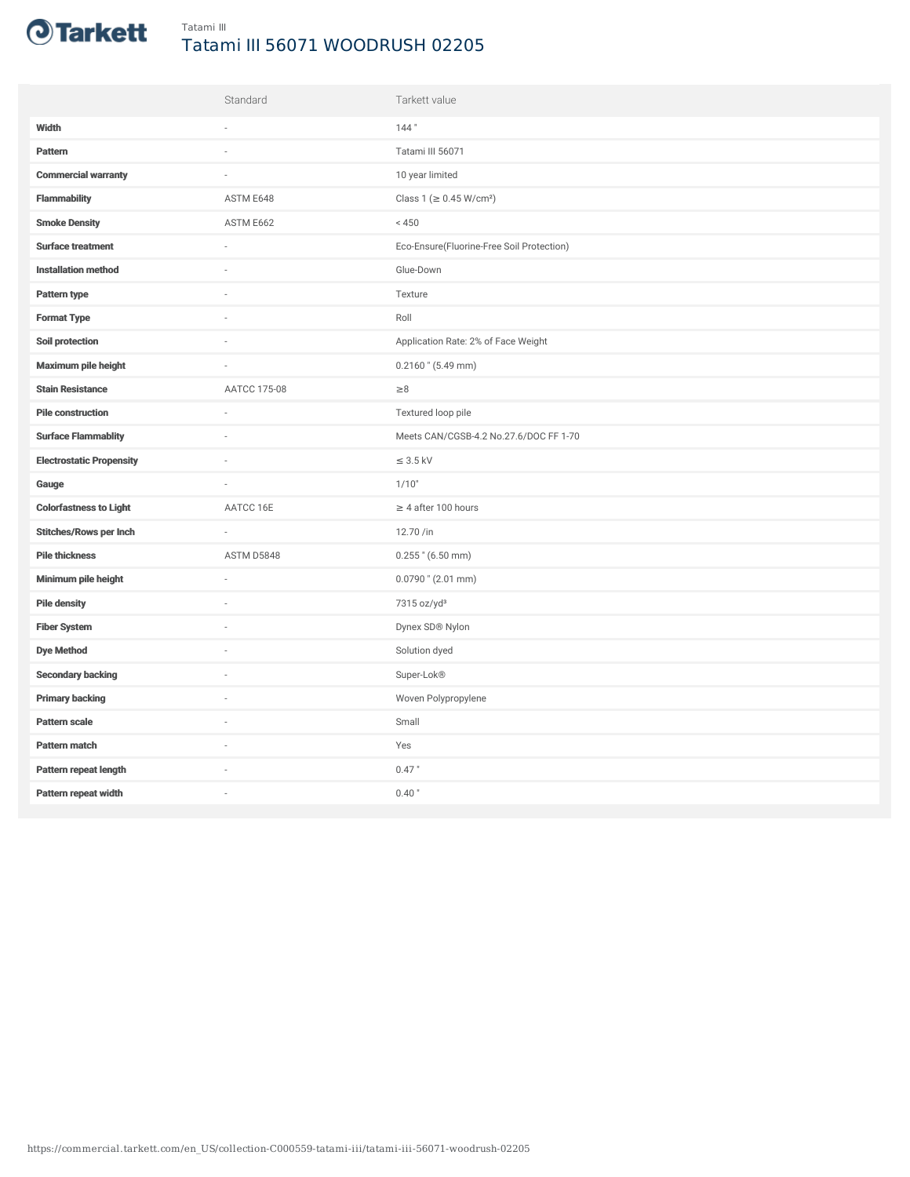Tatami III

# Tatami III 56071 WOODRUSH 02205

| | Standard | Tarkett value |
|---|---|---|
| **Width** | - | 144 " |
| **Pattern** | - | Tatami III 56071 |
| **Commercial warranty** | - | 10 year limited |
| **Flammability** | ASTM E648 | Class 1 (≥ 0.45 W/cm²) |
| **Smoke Density** | ASTM E662 | < 450 |
| **Surface treatment** | - | Eco-Ensure(Fluorine-Free Soil Protection) |
| **Installation method** | - | Glue-Down |
| **Pattern type** | - | Texture |
| **Format Type** | - | Roll |
| **Soil protection** | - | Application Rate: 2% of Face Weight |
| **Maximum pile height** | - | 0.2160 " (5.49 mm) |
| **Stain Resistance** | AATCC 175-08 | ≥8 |
| **Pile construction** | - | Textured loop pile |
| **Surface Flammablity** | - | Meets CAN/CGSB-4.2 No.27.6/DOC FF 1-70 |
| **Electrostatic Propensity** | - | ≤ 3.5 kV |
| **Gauge** | - | 1/10" |
| **Colorfastness to Light** | AATCC 16E | ≥ 4 after 100 hours |
| **Stitches/Rows per Inch** | - | 12.70 /in |
| **Pile thickness** | ASTM D5848 | 0.255 " (6.50 mm) |
| **Minimum pile height** | - | 0.0790 " (2.01 mm) |
| **Pile density** | - | 7315 oz/yd³ |
| **Fiber System** | - | Dynex SD® Nylon |
| **Dye Method** | - | Solution dyed |
| **Secondary backing** | - | Super-Lok® |
| **Primary backing** | - | Woven Polypropylene |
| **Pattern scale** | - | Small |
| **Pattern match** | - | Yes |
| **Pattern repeat length** | - | 0.47 " |
| **Pattern repeat width** | - | 0.40 " |

https://commercial.tarkett.com/en_US/collection-C000559-tatami-iii/tatami-iii-56071-woodrush-02205